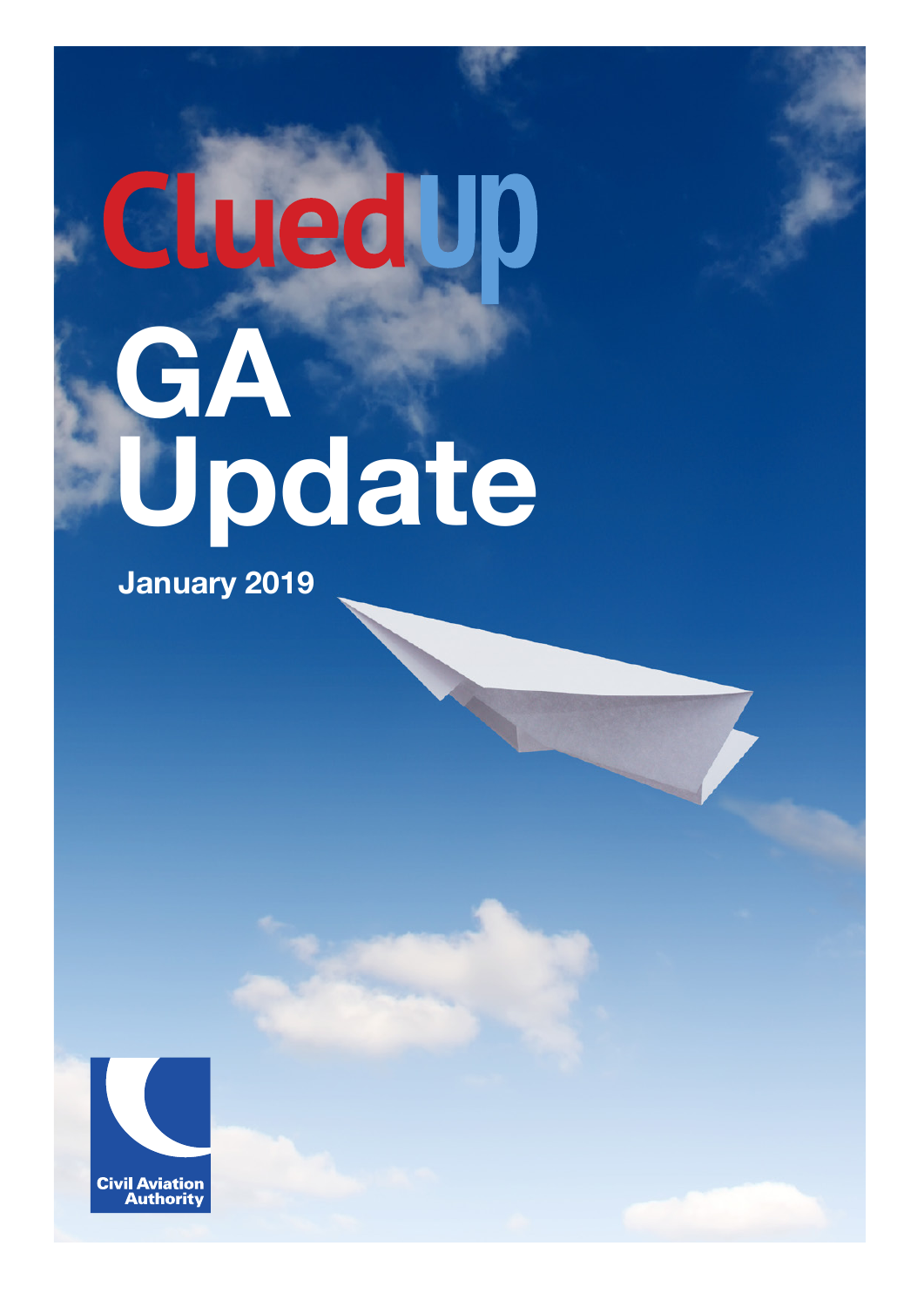# CluedUp

# GA Update

**January 2019**

Civil Aviation Authority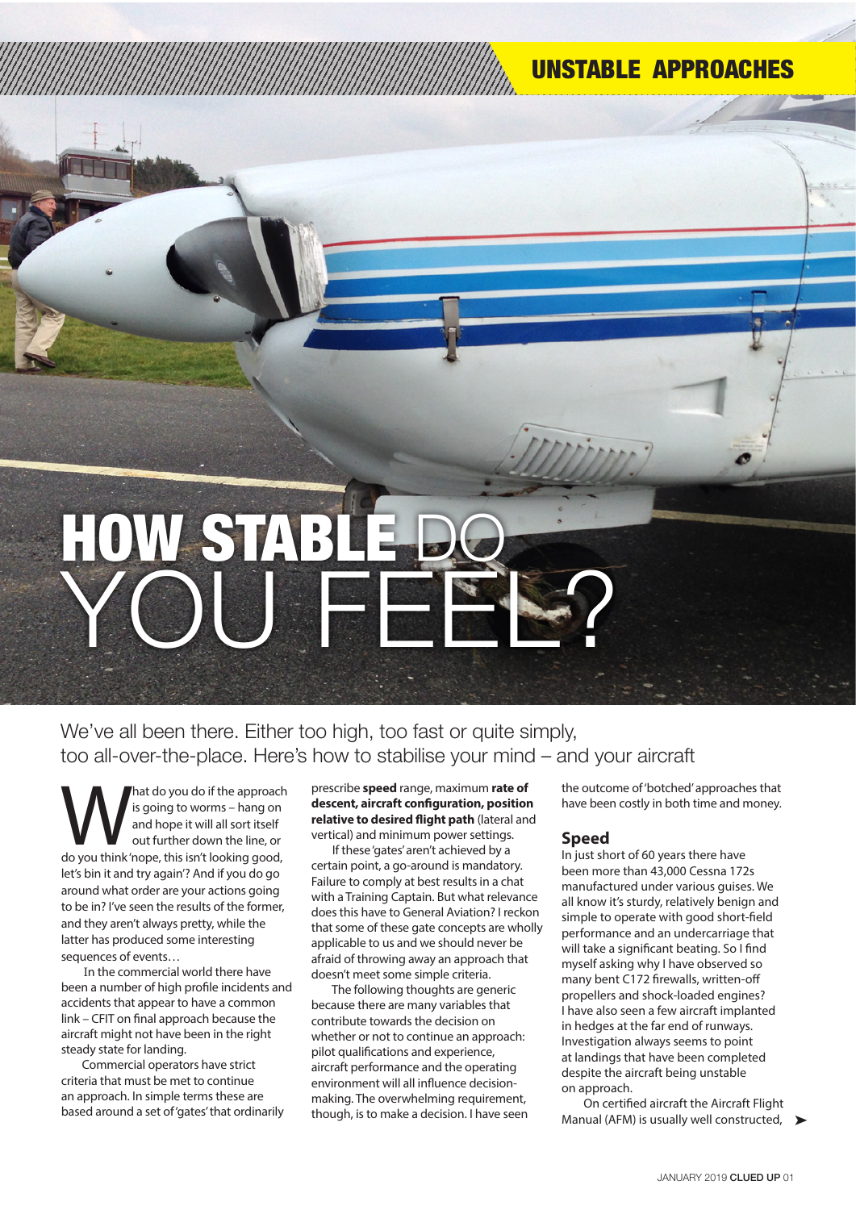# HOW STABLE DO YOU FEEL?

We've all been there. Either too high, too fast or quite simply, too all-over-the-place. Here's how to stabilise your mind – and your aircraft

What do you do if the approach is going to worms – hang on and hope it will all sort itself out further down the line, or do you think 'nope, this isn't looking good, let's bin it and try again'? And if you do go around what order are your actions going to be in? I've seen the results of the former, and they aren't always pretty, while the latter has produced some interesting sequences of events…

In the commercial world there have been a number of high profile incidents and accidents that appear to have a common link – CFIT on final approach because the aircraft might not have been in the right steady state for landing.

Commercial operators have strict criteria that must be met to continue an approach. In simple terms these are based around a set of 'gates' that ordinarily prescribe **speed** range, maximum **rate of descent, aircraft configuration, position relative to desired flight path** (lateral and vertical) and minimum power settings.

If these 'gates' aren't achieved by a certain point, a go-around is mandatory. Failure to comply at best results in a chat with a Training Captain. But what relevance does this have to General Aviation? I reckon that some of these gate concepts are wholly applicable to us and we should never be afraid of throwing away an approach that doesn't meet some simple criteria.

The following thoughts are generic because there are many variables that contribute towards the decision on whether or not to continue an approach: pilot qualifications and experience, aircraft performance and the operating environment will all influence decision-making. The overwhelming requirement, though, is to make a decision. I have seen the outcome of 'botched' approaches that have been costly in both time and money.

## Speed

In just short of 60 years there have been more than 43,000 Cessna 172s manufactured under various guises. We all know it's sturdy, relatively benign and simple to operate with good short-field performance and an undercarriage that will take a significant beating. So I find myself asking why I have observed so many bent C172 firewalls, written-off propellers and shock-loaded engines? I have also seen a few aircraft implanted in hedges at the far end of runways. Investigation always seems to point at landings that have been completed despite the aircraft being unstable on approach.

On certified aircraft the Aircraft Flight Manual (AFM) is usually well constructed,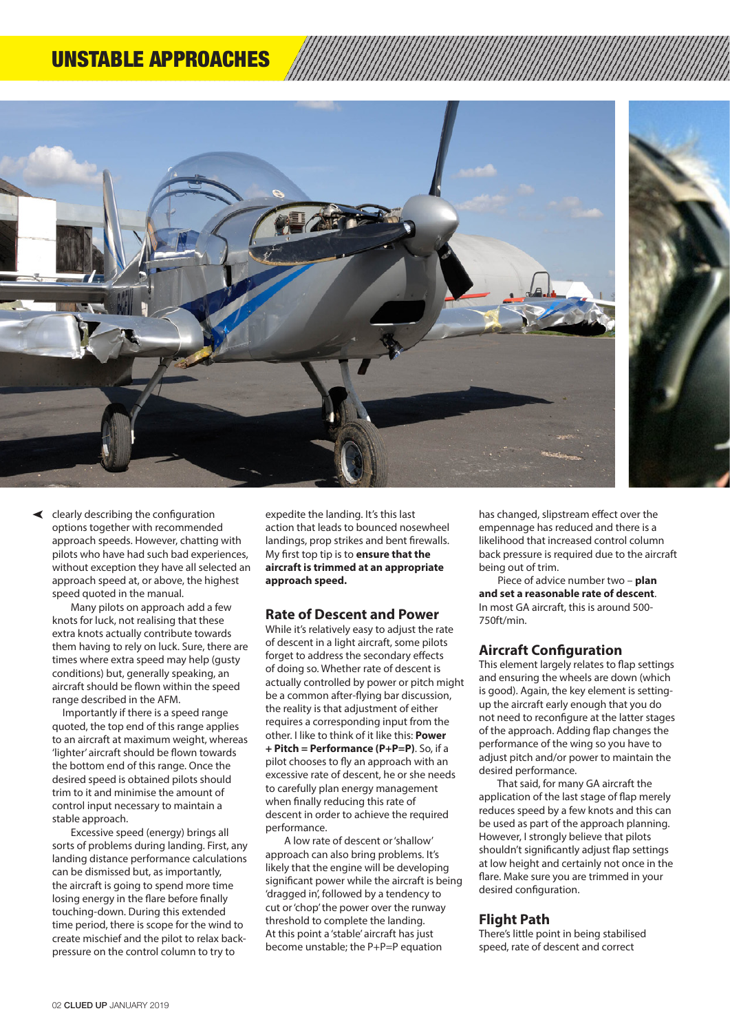clearly describing the configuration options together with recommended approach speeds. However, chatting with pilots who have had such bad experiences, without exception they have all selected an approach speed at, or above, the highest speed quoted in the manual.

Many pilots on approach add a few knots for luck, not realising that these extra knots actually contribute towards them having to rely on luck. Sure, there are times where extra speed may help (gusty conditions) but, generally speaking, an aircraft should be flown within the speed range described in the AFM.

Importantly if there is a speed range quoted, the top end of this range applies to an aircraft at maximum weight, whereas 'lighter' aircraft should be flown towards the bottom end of this range. Once the desired speed is obtained pilots should trim to it and minimise the amount of control input necessary to maintain a stable approach.

Excessive speed (energy) brings all sorts of problems during landing. First, any landing distance performance calculations can be dismissed but, as importantly, the aircraft is going to spend more time losing energy in the flare before finally touching-down. During this extended time period, there is scope for the wind to create mischief and the pilot to relax back-pressure on the control column to try to expedite the landing. It's this last action that leads to bounced nosewheel landings, prop strikes and bent firewalls. My first top tip is to **ensure that the aircraft is trimmed at an appropriate approach speed.**

## Rate of Descent and Power

While it's relatively easy to adjust the rate of descent in a light aircraft, some pilots forget to address the secondary effects of doing so. Whether rate of descent is actually controlled by power or pitch might be a common after-flying bar discussion, the reality is that adjustment of either requires a corresponding input from the other. I like to think of it like this: **Power + Pitch = Performance (P+P=P)**. So, if a pilot chooses to fly an approach with an excessive rate of descent, he or she needs to carefully plan energy management when finally reducing this rate of descent in order to achieve the required performance.

A low rate of descent or 'shallow' approach can also bring problems. It's likely that the engine will be developing significant power while the aircraft is being 'dragged in', followed by a tendency to cut or 'chop' the power over the runway threshold to complete the landing. At this point a 'stable' aircraft has just become unstable; the P+P=P equation has changed, slipstream effect over the empennage has reduced and there is a likelihood that increased control column back pressure is required due to the aircraft being out of trim.

Piece of advice number two – **plan and set a reasonable rate of descent**. In most GA aircraft, this is around 500-750ft/min.

## Aircraft Configuration

This element largely relates to flap settings and ensuring the wheels are down (which is good). Again, the key element is setting-up the aircraft early enough that you do not need to reconfigure at the latter stages of the approach. Adding flap changes the performance of the wing so you have to adjust pitch and/or power to maintain the desired performance.

That said, for many GA aircraft the application of the last stage of flap merely reduces speed by a few knots and this can be used as part of the approach planning. However, I strongly believe that pilots shouldn't significantly adjust flap settings at low height and certainly not once in the flare. Make sure you are trimmed in your desired configuration.

## Flight Path

There's little point in being stabilised speed, rate of descent and correct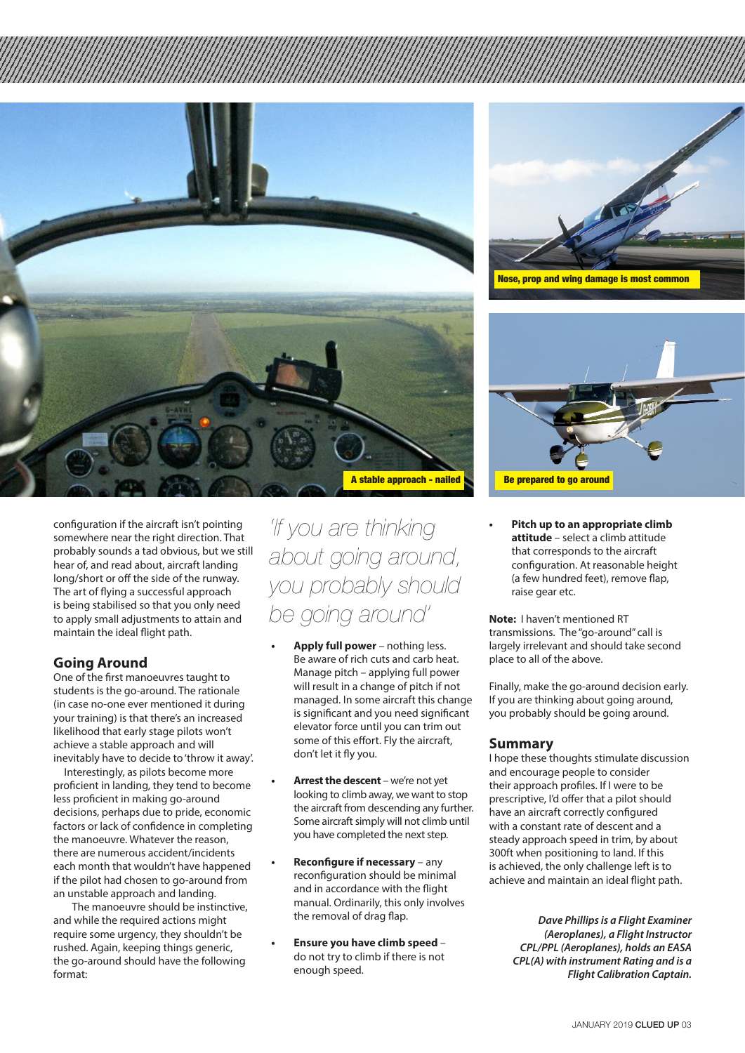A stable approach - nailed

Nose, prop and wing damage is most common

Be prepared to go around

configuration if the aircraft isn't pointing somewhere near the right direction. That probably sounds a tad obvious, but we still hear of, and read about, aircraft landing long/short or off the side of the runway. The art of flying a successful approach is being stabilised so that you only need to apply small adjustments to attain and maintain the ideal flight path.

## Going Around

One of the first manoeuvres taught to students is the go-around. The rationale (in case no-one ever mentioned it during your training) is that there's an increased likelihood that early stage pilots won't achieve a stable approach and will inevitably have to decide to 'throw it away'.

Interestingly, as pilots become more proficient in landing, they tend to become less proficient in making go-around decisions, perhaps due to pride, economic factors or lack of confidence in completing the manoeuvre. Whatever the reason, there are numerous accident/incidents each month that wouldn't have happened if the pilot had chosen to go-around from an unstable approach and landing.

The manoeuvre should be instinctive, and while the required actions might require some urgency, they shouldn't be rushed. Again, keeping things generic, the go-around should have the following format:

*'If you are thinking about going around, you probably should be going around'*

- **Apply full power** – nothing less. Be aware of rich cuts and carb heat. Manage pitch – applying full power will result in a change of pitch if not managed. In some aircraft this change is significant and you need significant elevator force until you can trim out some of this effort. Fly the aircraft, don't let it fly you.
- **Arrest the descent** – we're not yet looking to climb away, we want to stop the aircraft from descending any further. Some aircraft simply will not climb until you have completed the next step.
- **Reconfigure if necessary** – any reconfiguration should be minimal and in accordance with the flight manual. Ordinarily, this only involves the removal of drag flap.
- **Ensure you have climb speed** – do not try to climb if there is not enough speed.
- **Pitch up to an appropriate climb attitude** – select a climb attitude that corresponds to the aircraft configuration. At reasonable height (a few hundred feet), remove flap, raise gear etc.

**Note:** I haven't mentioned RT transmissions. The "go-around" call is largely irrelevant and should take second place to all of the above.

Finally, make the go-around decision early. If you are thinking about going around, you probably should be going around.

## Summary

I hope these thoughts stimulate discussion and encourage people to consider their approach profiles. If I were to be prescriptive, I'd offer that a pilot should have an aircraft correctly configured with a constant rate of descent and a steady approach speed in trim, by about 300ft when positioning to land. If this is achieved, the only challenge left is to achieve and maintain an ideal flight path.

***Dave Phillips is a Flight Examiner (Aeroplanes), a Flight Instructor CPL/PPL (Aeroplanes), holds an EASA CPL(A) with instrument Rating and is a Flight Calibration Captain.***